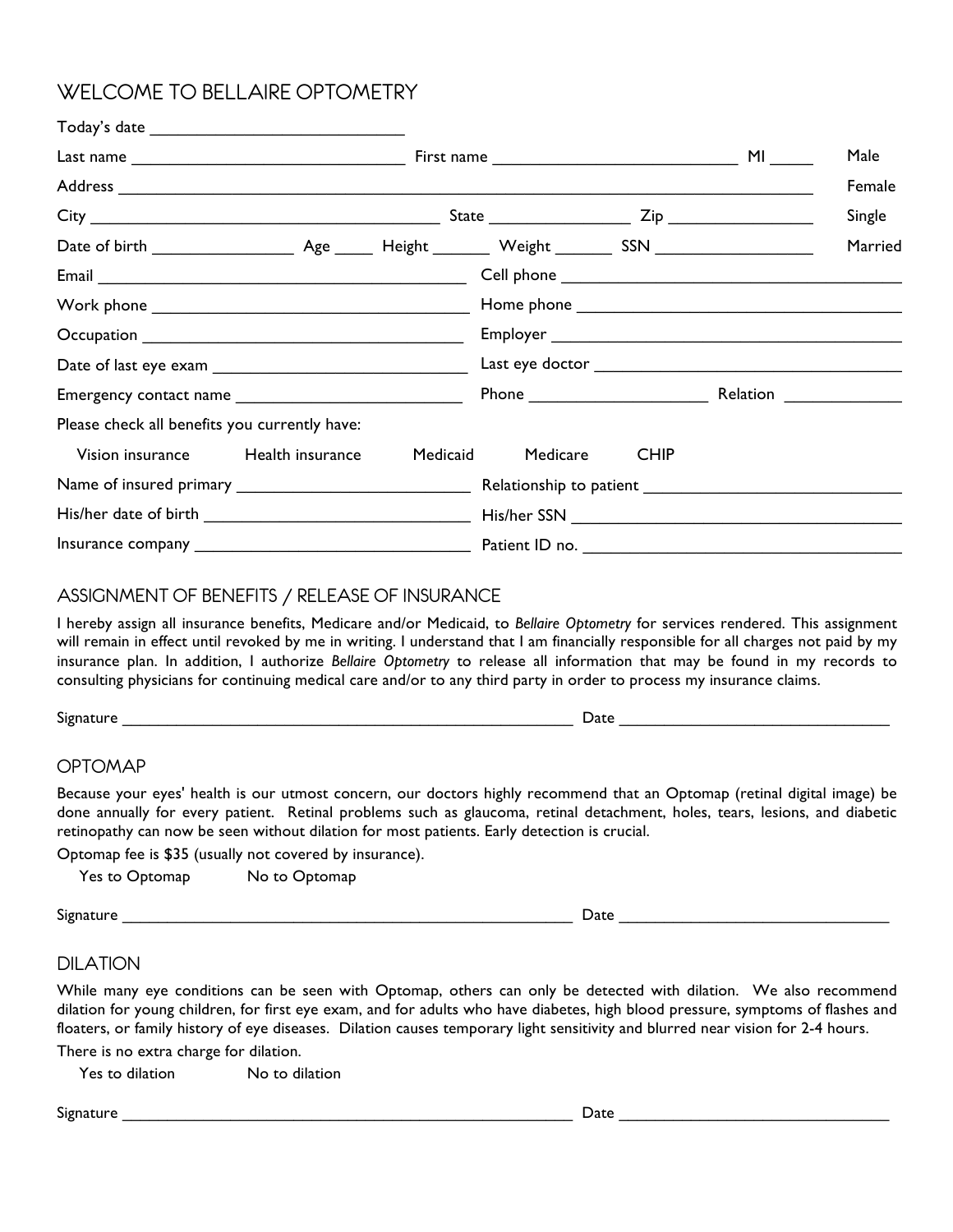# WELCOME TO BELLAIRE OPTOMETRY

Today's date ____________________________

Last name ______________________________ First name ___________________________ MI _____ Male

Address _____________________________________________________________________________ Female

City _______________________________________ State ________________ Zip ________________ Single

Date of birth ________________ Age ____ Height _______ Weight _______ SSN __________________ Married

Email __________________________________________ Cell phone ______________________________________

Work phone ____________________________________ Home phone _____________________________________

Occupation ____________________________________ Employer ________________________________________

Date of last eye exam ___________________________ Last eye doctor ___________________________________

Emergency contact name _________________________ Phone ____________________ Relation _____________

Please check all benefits you currently have:

Vision insurance    Health insurance    Medicaid    Medicare    CHIP

Name of insured primary __________________________ Relationship to patient ____________________________

His/her date of birth ______________________________ His/her SSN ______________________________________

Insurance company _______________________________ Patient ID no. ____________________________________

## ASSIGNMENT OF BENEFITS / RELEASE OF INSURANCE

I hereby assign all insurance benefits, Medicare and/or Medicaid, to *Bellaire Optometry* for services rendered. This assignment will remain in effect until revoked by me in writing. I understand that I am financially responsible for all charges not paid by my insurance plan. In addition, I authorize *Bellaire Optometry* to release all information that may be found in my records to consulting physicians for continuing medical care and/or to any third party in order to process my insurance claims.

Signature ______________________________________________________ Date _______________________________

## OPTOMAP

Because your eyes' health is our utmost concern, our doctors highly recommend that an Optomap (retinal digital image) be done annually for every patient. Retinal problems such as glaucoma, retinal detachment, holes, tears, lesions, and diabetic retinopathy can now be seen without dilation for most patients. Early detection is crucial.

Optomap fee is $35 (usually not covered by insurance).

Yes to Optomap    No to Optomap

Signature ______________________________________________________ Date _______________________________

## DILATION

While many eye conditions can be seen with Optomap, others can only be detected with dilation. We also recommend dilation for young children, for first eye exam, and for adults who have diabetes, high blood pressure, symptoms of flashes and floaters, or family history of eye diseases. Dilation causes temporary light sensitivity and blurred near vision for 2-4 hours.

There is no extra charge for dilation.

Yes to dilation    No to dilation

Signature ______________________________________________________ Date _______________________________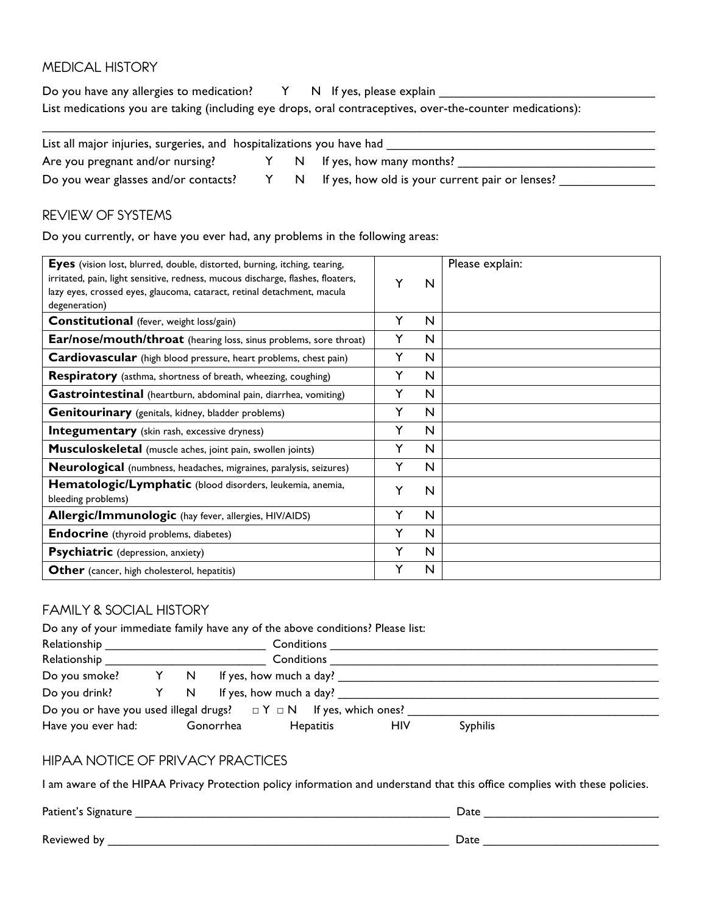## MEDICAL HISTORY

Do you have any allergies to medication? Y N If yes, please explain ________________________________

List medications you are taking (including eye drops, oral contraceptives, over-the-counter medications):

________________________________________________________________________________________________

List all major injuries, surgeries, and hospitalizations you have had ________________________________________

Are you pregnant and/or nursing? Y N If yes, how many months? ____________________________

Do you wear glasses and/or contacts? Y N If yes, how old is your current pair or lenses? ______________

## REVIEW OF SYSTEMS

Do you currently, or have you ever had, any problems in the following areas:

| | | | |
|---|---|---|---|
| **Eyes** (vision lost, blurred, double, distorted, burning, itching, tearing, irritated, pain, light sensitive, redness, mucous discharge, flashes, floaters, lazy eyes, crossed eyes, glaucoma, cataract, retinal detachment, macula degeneration) | Y | N | Please explain: |
| **Constitutional** (fever, weight loss/gain) | Y | N | |
| **Ear/nose/mouth/throat** (hearing loss, sinus problems, sore throat) | Y | N | |
| **Cardiovascular** (high blood pressure, heart problems, chest pain) | Y | N | |
| **Respiratory** (asthma, shortness of breath, wheezing, coughing) | Y | N | |
| **Gastrointestinal** (heartburn, abdominal pain, diarrhea, vomiting) | Y | N | |
| **Genitourinary** (genitals, kidney, bladder problems) | Y | N | |
| **Integumentary** (skin rash, excessive dryness) | Y | N | |
| **Musculoskeletal** (muscle aches, joint pain, swollen joints) | Y | N | |
| **Neurological** (numbness, headaches, migraines, paralysis, seizures) | Y | N | |
| **Hematologic/Lymphatic** (blood disorders, leukemia, anemia, bleeding problems) | Y | N | |
| **Allergic/Immunologic** (hay fever, allergies, HIV/AIDS) | Y | N | |
| **Endocrine** (thyroid problems, diabetes) | Y | N | |
| **Psychiatric** (depression, anxiety) | Y | N | |
| **Other** (cancer, high cholesterol, hepatitis) | Y | N | |

## FAMILY & SOCIAL HISTORY

Do any of your immediate family have any of the above conditions? Please list:

Relationship _________________________ Conditions ____________________________________________________

Relationship _________________________ Conditions ____________________________________________________

Do you smoke? Y N If yes, how much a day? __________________________________________________

Do you drink? Y N If yes, how much a day? __________________________________________________

Do you or have you used illegal drugs? □ Y □ N If yes, which ones? ____________________________________

Have you ever had: Gonorrhea Hepatitis HIV Syphilis

## HIPAA NOTICE OF PRIVACY PRACTICES

I am aware of the HIPAA Privacy Protection policy information and understand that this office complies with these policies.

Patient's Signature __________________________________________________ Date ___________________________

Reviewed by ______________________________________________________ Date ___________________________